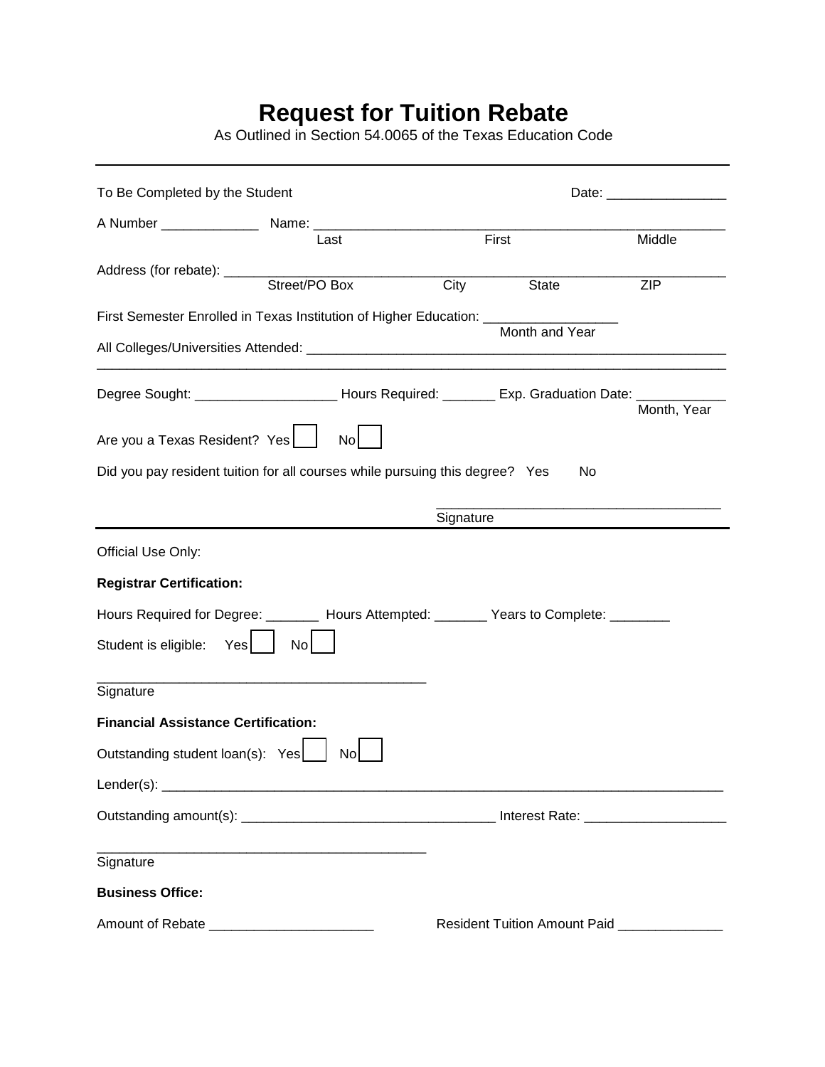# Request for Tuition Rebate

As Outlined in Section 54.0065 of the Texas Education Code

---

To Be Completed by the Student　　　　　　　　　　　　　　Date: ________________

A Number _____________ Name: ______________________________________________________
Last　　　　　　First　　　　　Middle

Address (for rebate): _________________________________________________________________
Street/PO Box　　　City　　　State　　　ZIP

First Semester Enrolled in Texas Institution of Higher Education: __________________
Month and Year

All Colleges/Universities Attended: _______________________________________________________

___________________________________________________________________________________

Degree Sought: ___________________ Hours Required: _______ Exp. Graduation Date: ____________
Month, Year

Are you a Texas Resident? Yes ☐ No ☐

Did you pay resident tuition for all courses while pursuing this degree? Yes No

_____________________________________
Signature

---

Official Use Only:

**Registrar Certification:**

Hours Required for Degree: _______ Hours Attempted: _______ Years to Complete: ________

Student is eligible: Yes ☐ No ☐

_____________________________________________
Signature

**Financial Assistance Certification:**

Outstanding student loan(s): Yes ☐ No ☐

Lender(s): _____________________________________________________________________________

Outstanding amount(s): _________________________________ Interest Rate: __________________

_____________________________________________
Signature

**Business Office:**

Amount of Rebate _____________________　　　　Resident Tuition Amount Paid _____________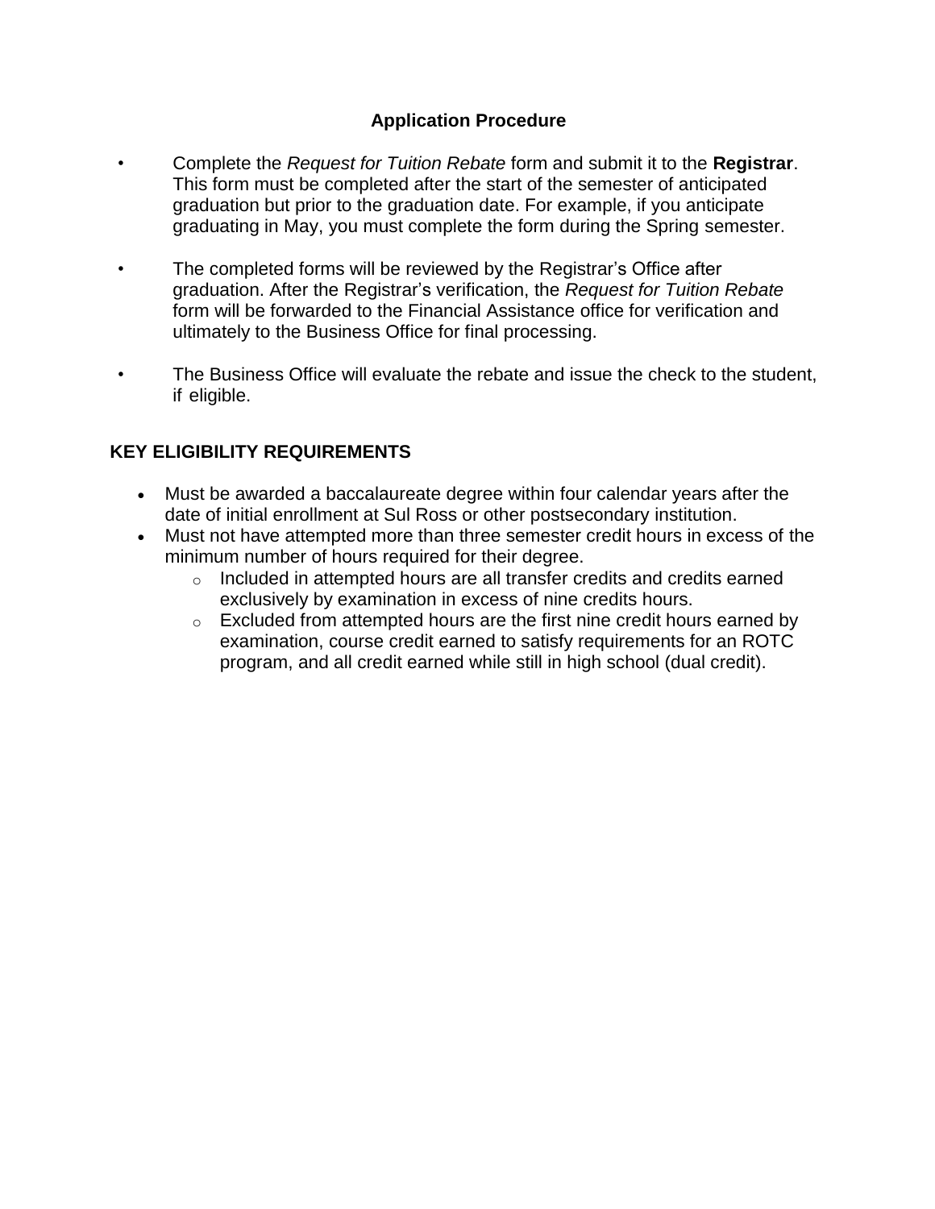## Application Procedure

- Complete the *Request for Tuition Rebate* form and submit it to the **Registrar**. This form must be completed after the start of the semester of anticipated graduation but prior to the graduation date. For example, if you anticipate graduating in May, you must complete the form during the Spring semester.

- The completed forms will be reviewed by the Registrar's Office after graduation. After the Registrar's verification, the *Request for Tuition Rebate* form will be forwarded to the Financial Assistance office for verification and ultimately to the Business Office for final processing.

- The Business Office will evaluate the rebate and issue the check to the student, if eligible.

## KEY ELIGIBILITY REQUIREMENTS

- Must be awarded a baccalaureate degree within four calendar years after the date of initial enrollment at Sul Ross or other postsecondary institution.
- Must not have attempted more than three semester credit hours in excess of the minimum number of hours required for their degree.
    - Included in attempted hours are all transfer credits and credits earned exclusively by examination in excess of nine credits hours.
    - Excluded from attempted hours are the first nine credit hours earned by examination, course credit earned to satisfy requirements for an ROTC program, and all credit earned while still in high school (dual credit).